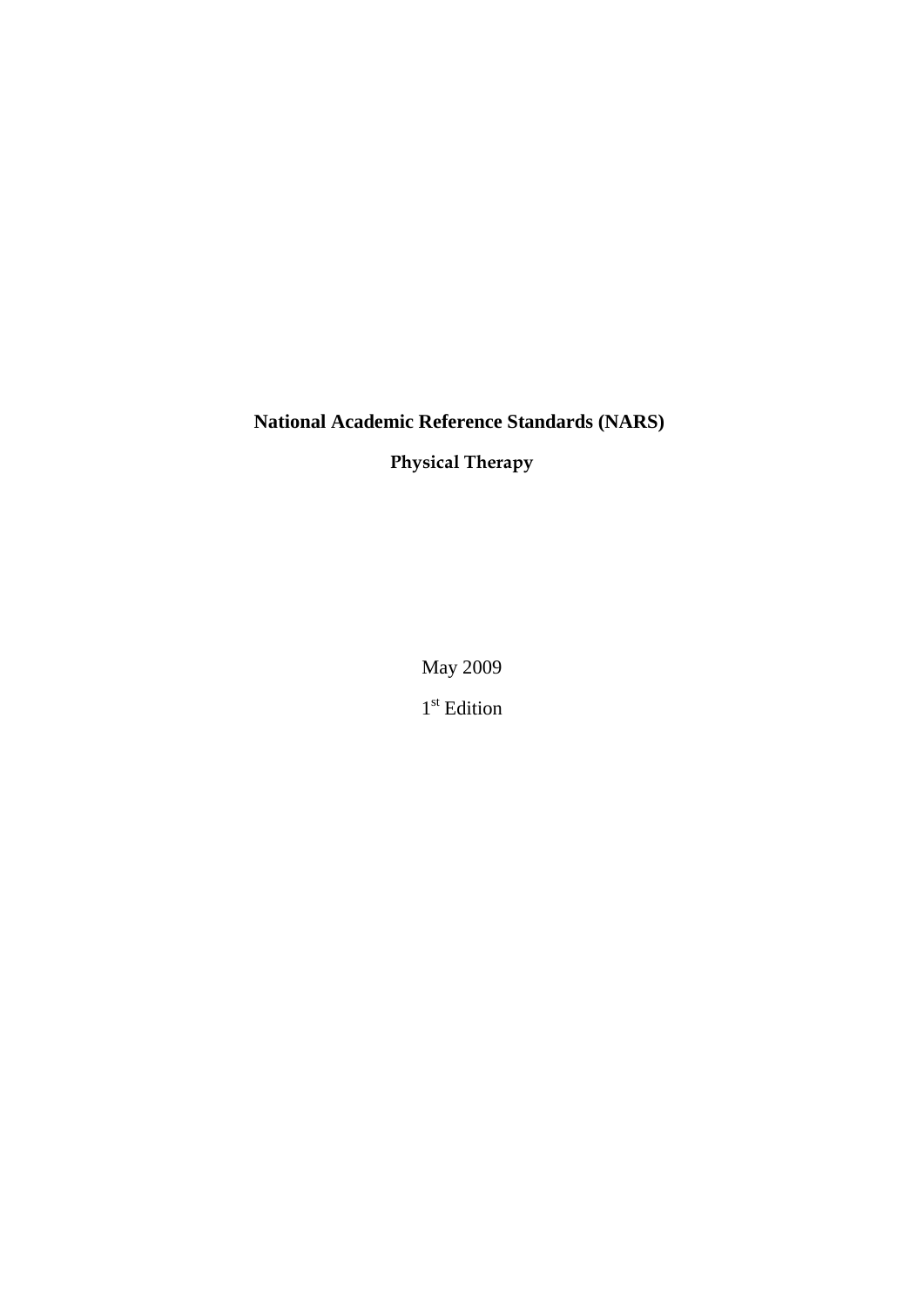# National Academic Reference Standards (NARS)

## Physical Therapy

May 2009

1st Edition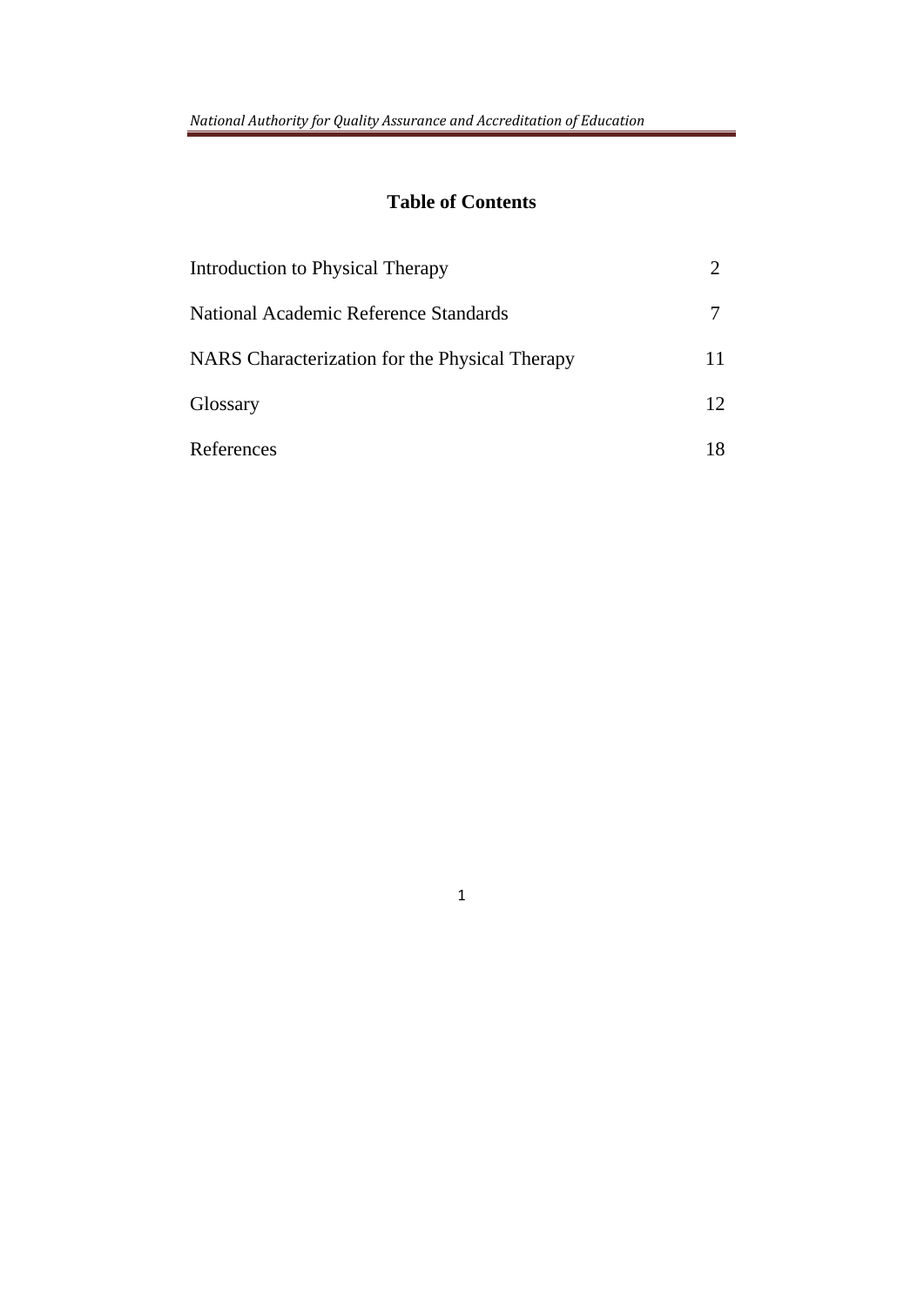# Table of Contents

| | |
|---|---|
| Introduction to Physical Therapy | 2 |
| National Academic Reference Standards | 7 |
| NARS Characterization for the Physical Therapy | 11 |
| Glossary | 12 |
| References | 18 |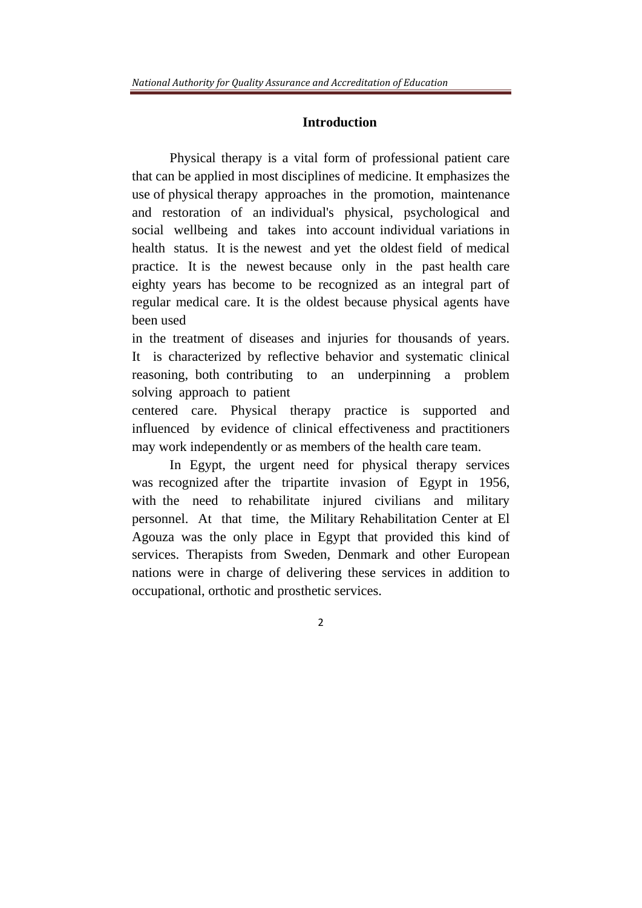# Introduction

Physical therapy is a vital form of professional patient care that can be applied in most disciplines of medicine. It emphasizes the use of physical therapy approaches in the promotion, maintenance and restoration of an individual's physical, psychological and social wellbeing and takes into account individual variations in health status. It is the newest and yet the oldest field of medical practice. It is the newest because only in the past health care eighty years has become to be recognized as an integral part of regular medical care. It is the oldest because physical agents have been used in the treatment of diseases and injuries for thousands of years. It is characterized by reflective behavior and systematic clinical reasoning, both contributing to an underpinning a problem solving approach to patient centered care. Physical therapy practice is supported and influenced by evidence of clinical effectiveness and practitioners may work independently or as members of the health care team.

In Egypt, the urgent need for physical therapy services was recognized after the tripartite invasion of Egypt in 1956, with the need to rehabilitate injured civilians and military personnel. At that time, the Military Rehabilitation Center at El Agouza was the only place in Egypt that provided this kind of services. Therapists from Sweden, Denmark and other European nations were in charge of delivering these services in addition to occupational, orthotic and prosthetic services.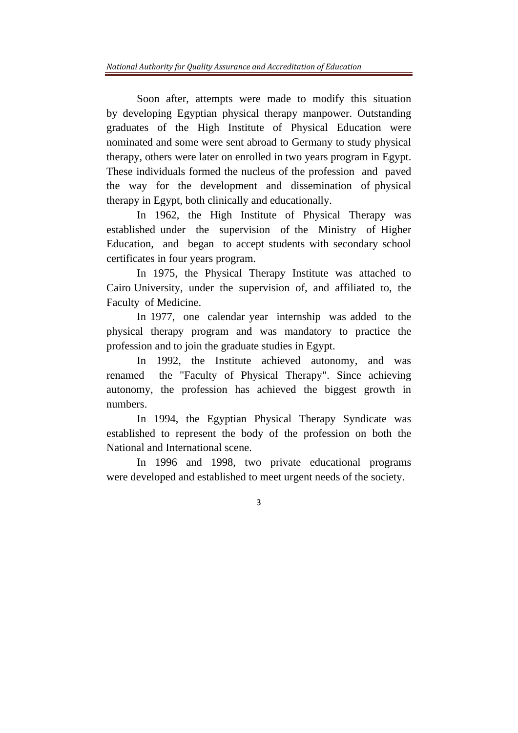Soon after, attempts were made to modify this situation by developing Egyptian physical therapy manpower. Outstanding graduates of the High Institute of Physical Education were nominated and some were sent abroad to Germany to study physical therapy, others were later on enrolled in two years program in Egypt. These individuals formed the nucleus of the profession and paved the way for the development and dissemination of physical therapy in Egypt, both clinically and educationally.

In 1962, the High Institute of Physical Therapy was established under the supervision of the Ministry of Higher Education, and began to accept students with secondary school certificates in four years program.

In 1975, the Physical Therapy Institute was attached to Cairo University, under the supervision of, and affiliated to, the Faculty of Medicine.

In 1977, one calendar year internship was added to the physical therapy program and was mandatory to practice the profession and to join the graduate studies in Egypt.

In 1992, the Institute achieved autonomy, and was renamed the "Faculty of Physical Therapy". Since achieving autonomy, the profession has achieved the biggest growth in numbers.

In 1994, the Egyptian Physical Therapy Syndicate was established to represent the body of the profession on both the National and International scene.

In 1996 and 1998, two private educational programs were developed and established to meet urgent needs of the society.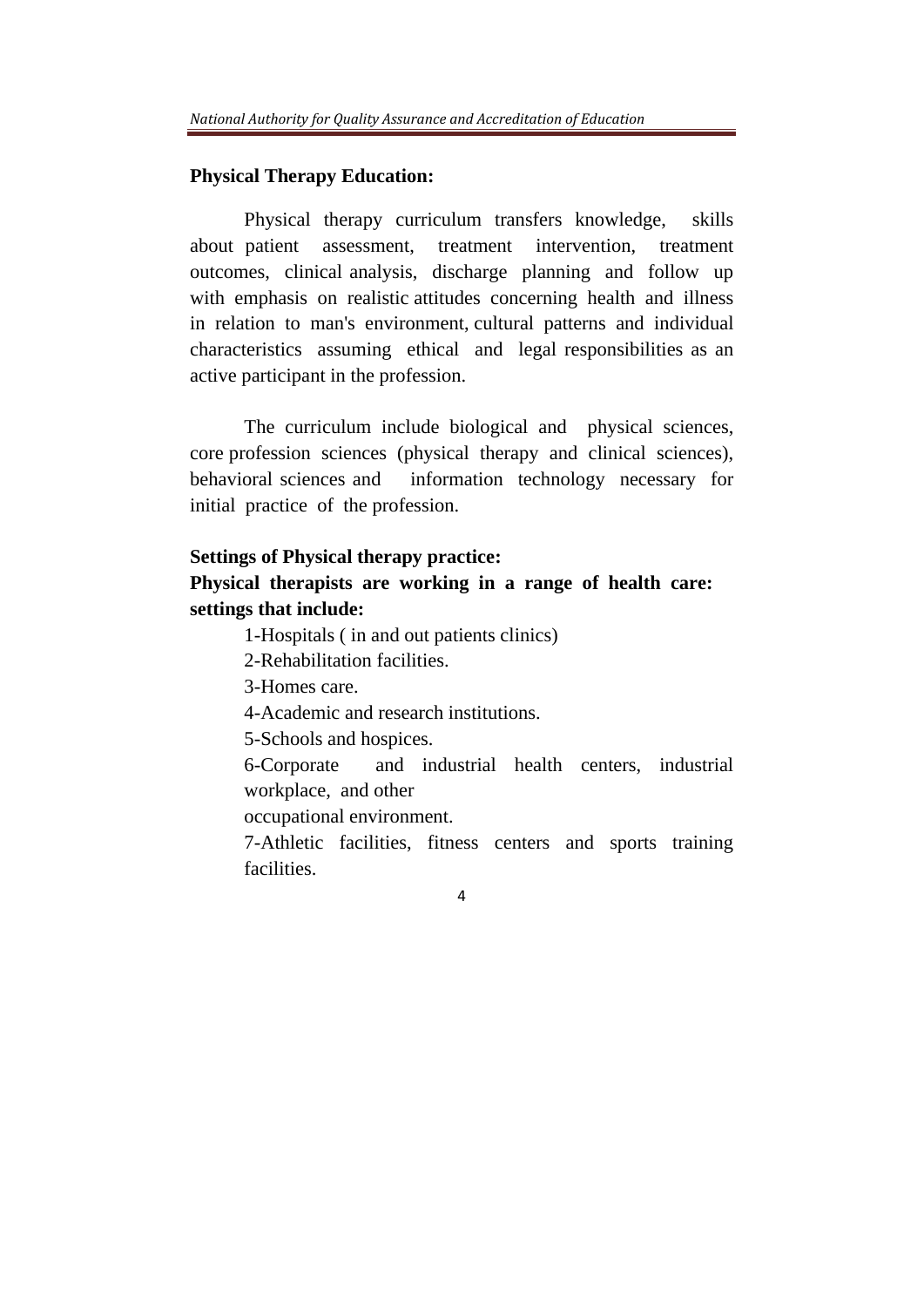**Physical Therapy Education:**

Physical therapy curriculum transfers knowledge, skills about patient assessment, treatment intervention, treatment outcomes, clinical analysis, discharge planning and follow up with emphasis on realistic attitudes concerning health and illness in relation to man's environment, cultural patterns and individual characteristics assuming ethical and legal responsibilities as an active participant in the profession.

The curriculum include biological and physical sciences, core profession sciences (physical therapy and clinical sciences), behavioral sciences and information technology necessary for initial practice of the profession.

**Settings of Physical therapy practice:**

**Physical therapists are working in a range of health care: settings that include:**

1-Hospitals ( in and out patients clinics)

2-Rehabilitation facilities.

3-Homes care.

4-Academic and research institutions.

5-Schools and hospices.

6-Corporate and industrial health centers, industrial workplace, and other occupational environment.

7-Athletic facilities, fitness centers and sports training facilities.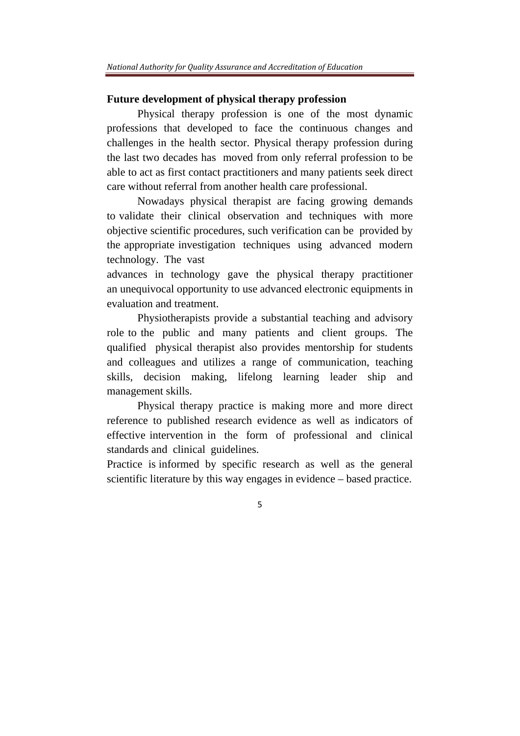**Future development of physical therapy profession**

Physical therapy profession is one of the most dynamic professions that developed to face the continuous changes and challenges in the health sector. Physical therapy profession during the last two decades has moved from only referral profession to be able to act as first contact practitioners and many patients seek direct care without referral from another health care professional.

Nowadays physical therapist are facing growing demands to validate their clinical observation and techniques with more objective scientific procedures, such verification can be provided by the appropriate investigation techniques using advanced modern technology. The vast advances in technology gave the physical therapy practitioner an unequivocal opportunity to use advanced electronic equipments in evaluation and treatment.

Physiotherapists provide a substantial teaching and advisory role to the public and many patients and client groups. The qualified physical therapist also provides mentorship for students and colleagues and utilizes a range of communication, teaching skills, decision making, lifelong learning leader ship and management skills.

Physical therapy practice is making more and more direct reference to published research evidence as well as indicators of effective intervention in the form of professional and clinical standards and clinical guidelines.

Practice is informed by specific research as well as the general scientific literature by this way engages in evidence – based practice.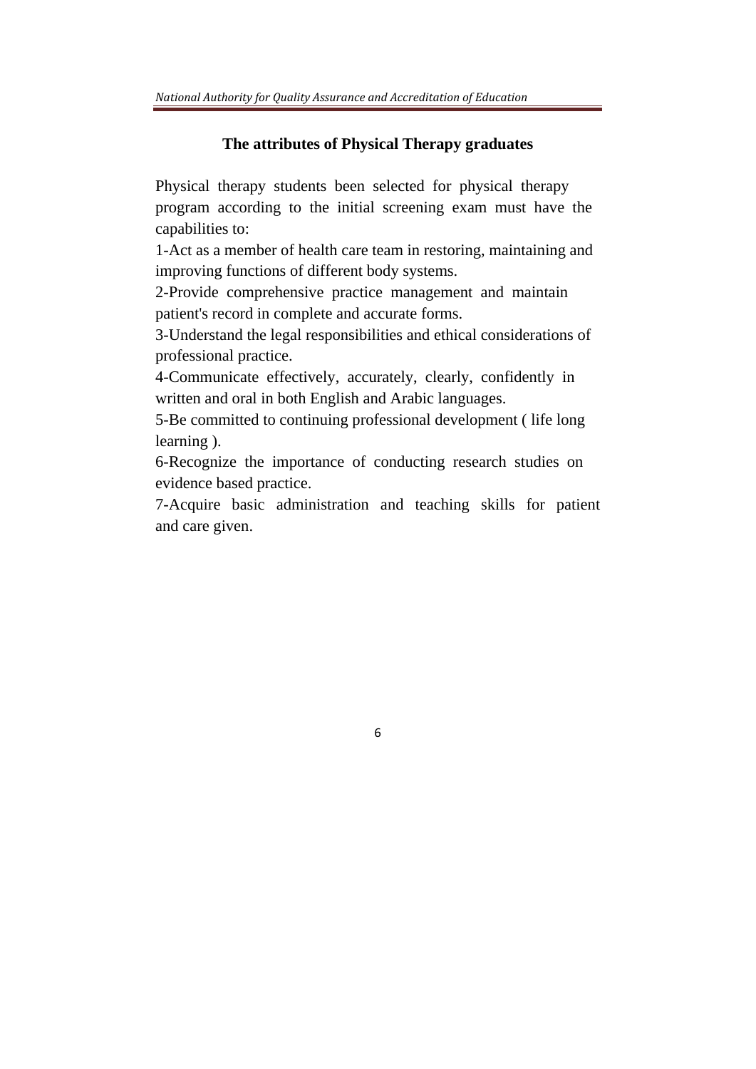## The attributes of Physical Therapy graduates

Physical therapy students been selected for physical therapy program according to the initial screening exam must have the capabilities to:

1-Act as a member of health care team in restoring, maintaining and improving functions of different body systems.

2-Provide comprehensive practice management and maintain patient's record in complete and accurate forms.

3-Understand the legal responsibilities and ethical considerations of professional practice.

4-Communicate effectively, accurately, clearly, confidently in written and oral in both English and Arabic languages.

5-Be committed to continuing professional development ( life long learning ).

6-Recognize the importance of conducting research studies on evidence based practice.

7-Acquire basic administration and teaching skills for patient and care given.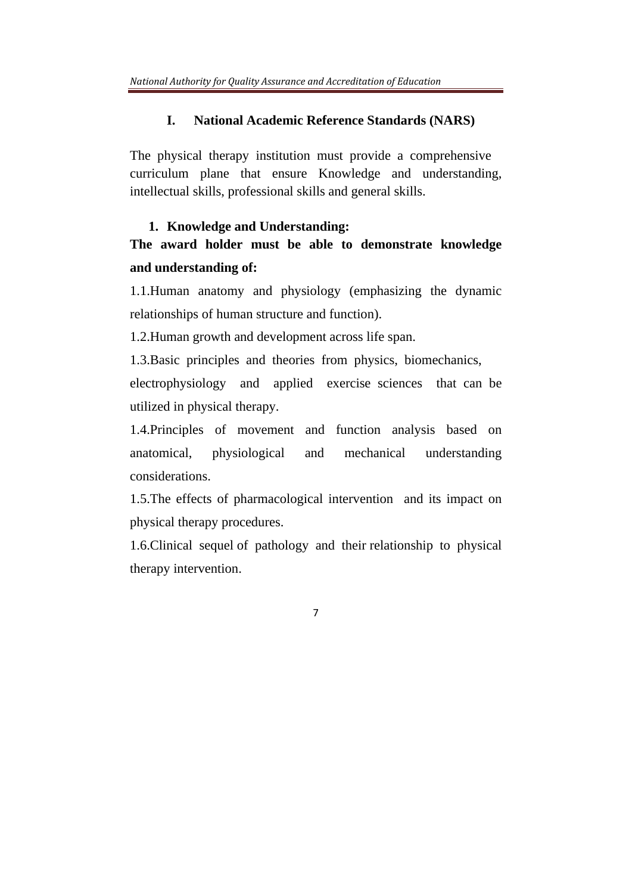## I. National Academic Reference Standards (NARS)

The physical therapy institution must provide a comprehensive curriculum plane that ensure Knowledge and understanding, intellectual skills, professional skills and general skills.

### 1. Knowledge and Understanding:

**The award holder must be able to demonstrate knowledge and understanding of:**

1.1.Human anatomy and physiology (emphasizing the dynamic relationships of human structure and function).

1.2.Human growth and development across life span.

1.3.Basic principles and theories from physics, biomechanics, electrophysiology and applied exercise sciences that can be utilized in physical therapy.

1.4.Principles of movement and function analysis based on anatomical, physiological and mechanical understanding considerations.

1.5.The effects of pharmacological intervention and its impact on physical therapy procedures.

1.6.Clinical sequel of pathology and their relationship to physical therapy intervention.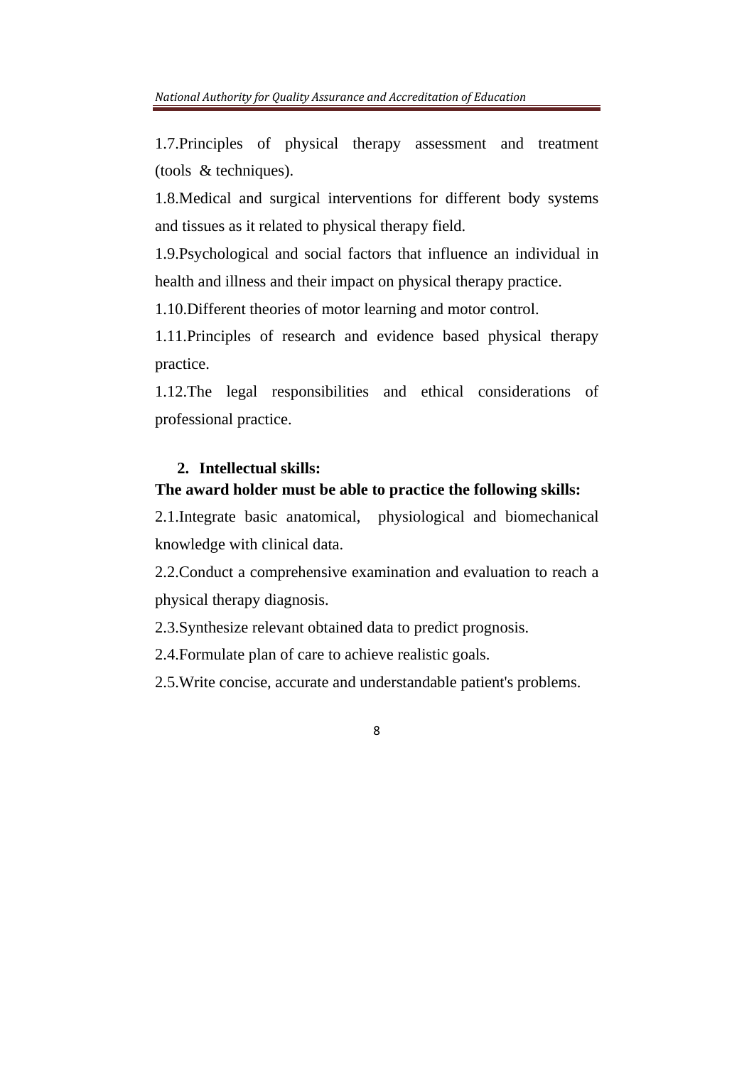1.7.Principles of physical therapy assessment and treatment (tools & techniques).

1.8.Medical and surgical interventions for different body systems and tissues as it related to physical therapy field.

1.9.Psychological and social factors that influence an individual in health and illness and their impact on physical therapy practice.

1.10.Different theories of motor learning and motor control.

1.11.Principles of research and evidence based physical therapy practice.

1.12.The legal responsibilities and ethical considerations of professional practice.

2. **Intellectual skills:**

**The award holder must be able to practice the following skills:**

2.1.Integrate basic anatomical, physiological and biomechanical knowledge with clinical data.

2.2.Conduct a comprehensive examination and evaluation to reach a physical therapy diagnosis.

2.3.Synthesize relevant obtained data to predict prognosis.

2.4.Formulate plan of care to achieve realistic goals.

2.5.Write concise, accurate and understandable patient's problems.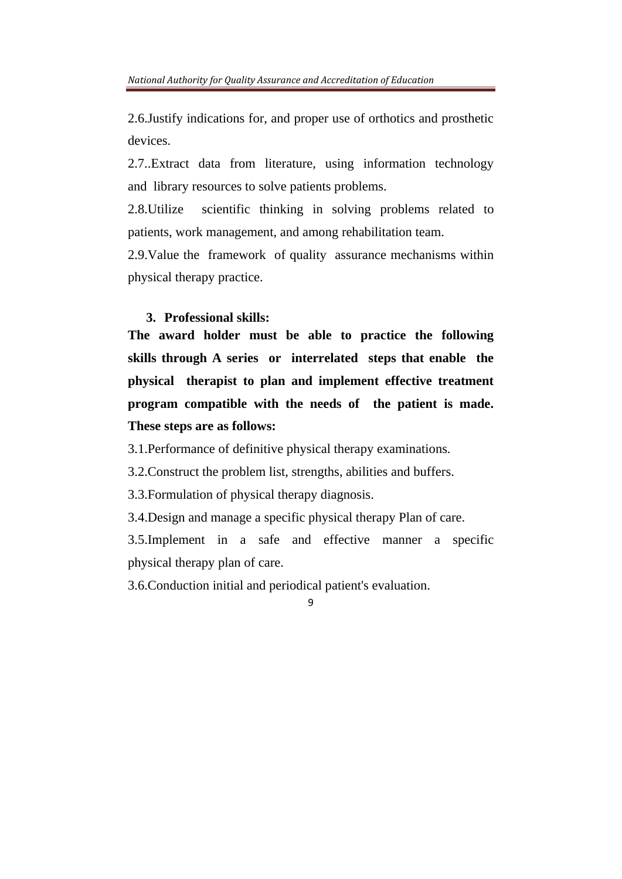2.6.Justify indications for, and proper use of orthotics and prosthetic devices.

2.7..Extract data from literature, using information technology and library resources to solve patients problems.

2.8.Utilize scientific thinking in solving problems related to patients, work management, and among rehabilitation team.

2.9.Value the framework of quality assurance mechanisms within physical therapy practice.

3. **Professional skills:**

**The award holder must be able to practice the following skills through A series or interrelated steps that enable the physical therapist to plan and implement effective treatment program compatible with the needs of the patient is made. These steps are as follows:**

3.1.Performance of definitive physical therapy examinations.

3.2.Construct the problem list, strengths, abilities and buffers.

3.3.Formulation of physical therapy diagnosis.

3.4.Design and manage a specific physical therapy Plan of care.

3.5.Implement in a safe and effective manner a specific physical therapy plan of care.

3.6.Conduction initial and periodical patient's evaluation.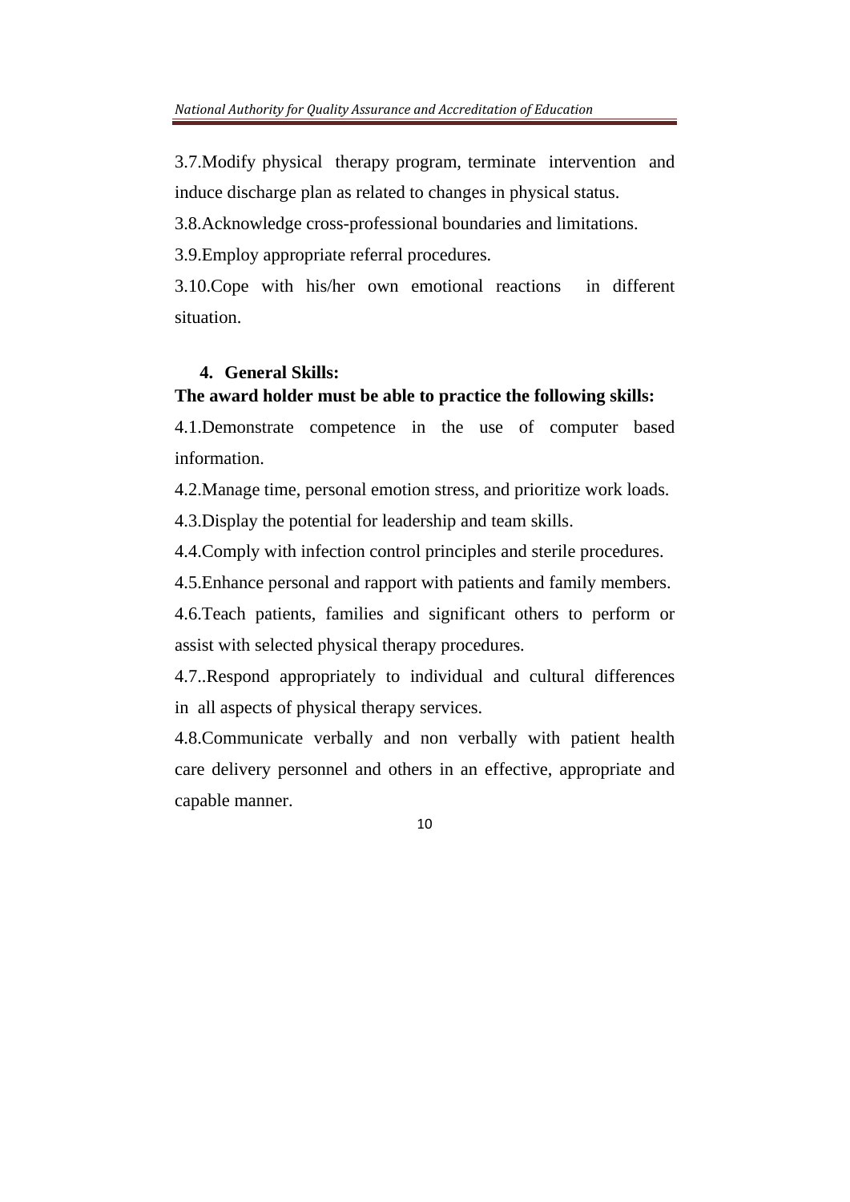3.7.Modify physical therapy program, terminate intervention and induce discharge plan as related to changes in physical status.

3.8.Acknowledge cross-professional boundaries and limitations.

3.9.Employ appropriate referral procedures.

3.10.Cope with his/her own emotional reactions in different situation.

4. **General Skills:**

**The award holder must be able to practice the following skills:**

4.1.Demonstrate competence in the use of computer based information.

4.2.Manage time, personal emotion stress, and prioritize work loads.

4.3.Display the potential for leadership and team skills.

4.4.Comply with infection control principles and sterile procedures.

4.5.Enhance personal and rapport with patients and family members.

4.6.Teach patients, families and significant others to perform or assist with selected physical therapy procedures.

4.7..Respond appropriately to individual and cultural differences in all aspects of physical therapy services.

4.8.Communicate verbally and non verbally with patient health care delivery personnel and others in an effective, appropriate and capable manner.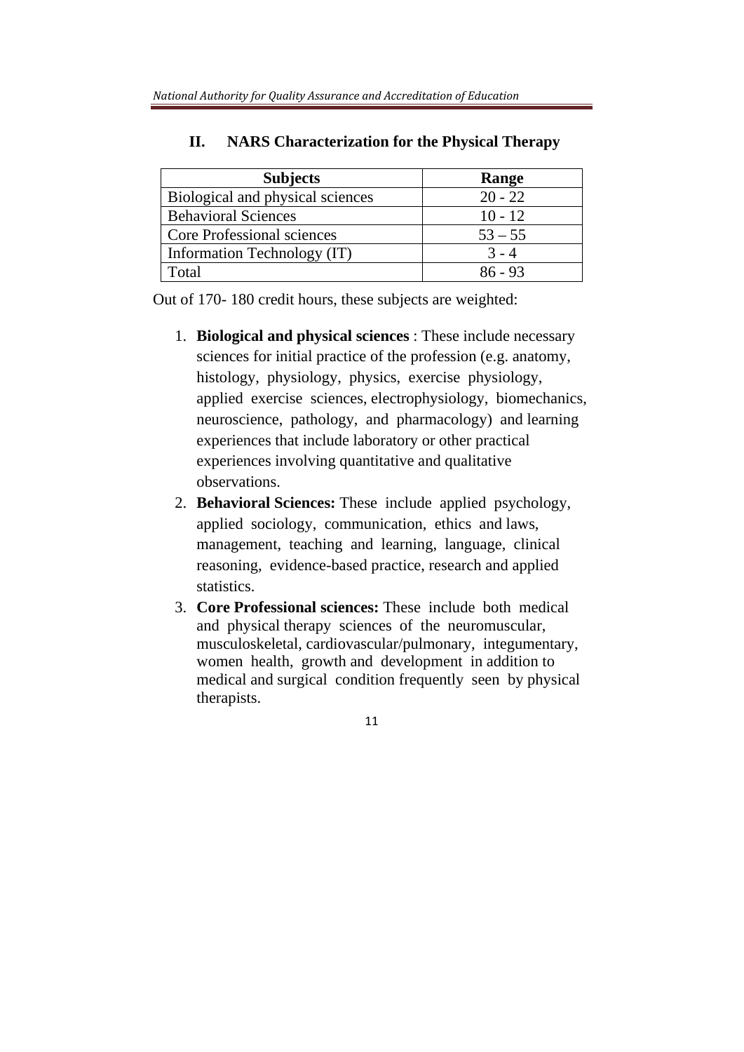## II. NARS Characterization for the Physical Therapy

| Subjects | Range |
|---|---|
| Biological and physical sciences | 20 - 22 |
| Behavioral Sciences | 10 - 12 |
| Core Professional sciences | 53 – 55 |
| Information Technology (IT) | 3 - 4 |
| Total | 86 - 93 |

Out of 170- 180 credit hours, these subjects are weighted:

1. **Biological and physical sciences** : These include necessary sciences for initial practice of the profession (e.g. anatomy, histology, physiology, physics, exercise physiology, applied exercise sciences, electrophysiology, biomechanics, neuroscience, pathology, and pharmacology) and learning experiences that include laboratory or other practical experiences involving quantitative and qualitative observations.
2. **Behavioral Sciences:** These include applied psychology, applied sociology, communication, ethics and laws, management, teaching and learning, language, clinical reasoning, evidence-based practice, research and applied statistics.
3. **Core Professional sciences:** These include both medical and physical therapy sciences of the neuromuscular, musculoskeletal, cardiovascular/pulmonary, integumentary, women health, growth and development in addition to medical and surgical condition frequently seen by physical therapists.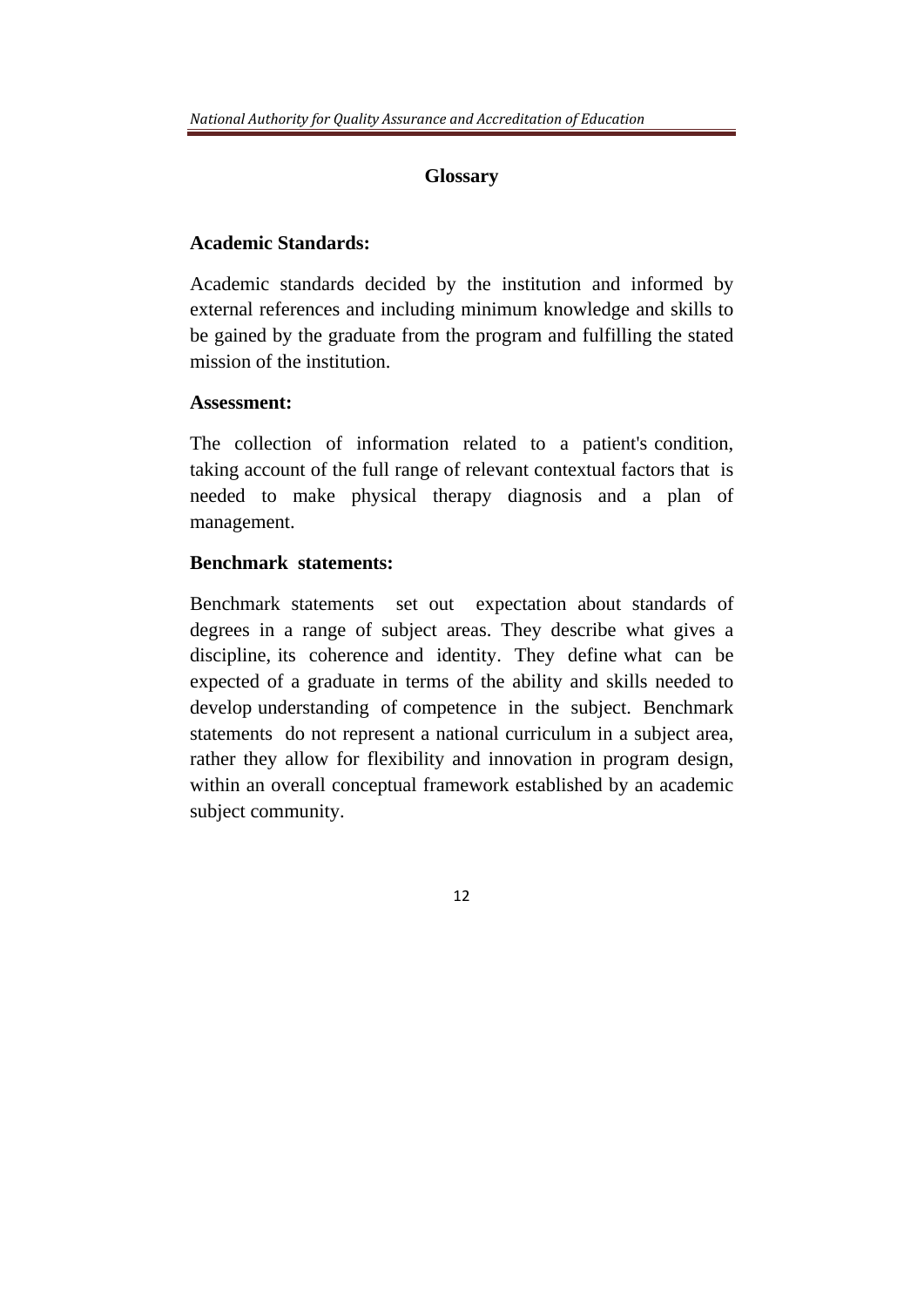## Glossary

**Academic Standards:**

Academic standards decided by the institution and informed by external references and including minimum knowledge and skills to be gained by the graduate from the program and fulfilling the stated mission of the institution.

**Assessment:**

The collection of information related to a patient's condition, taking account of the full range of relevant contextual factors that is needed to make physical therapy diagnosis and a plan of management.

**Benchmark statements:**

Benchmark statements set out expectation about standards of degrees in a range of subject areas. They describe what gives a discipline, its coherence and identity. They define what can be expected of a graduate in terms of the ability and skills needed to develop understanding of competence in the subject. Benchmark statements do not represent a national curriculum in a subject area, rather they allow for flexibility and innovation in program design, within an overall conceptual framework established by an academic subject community.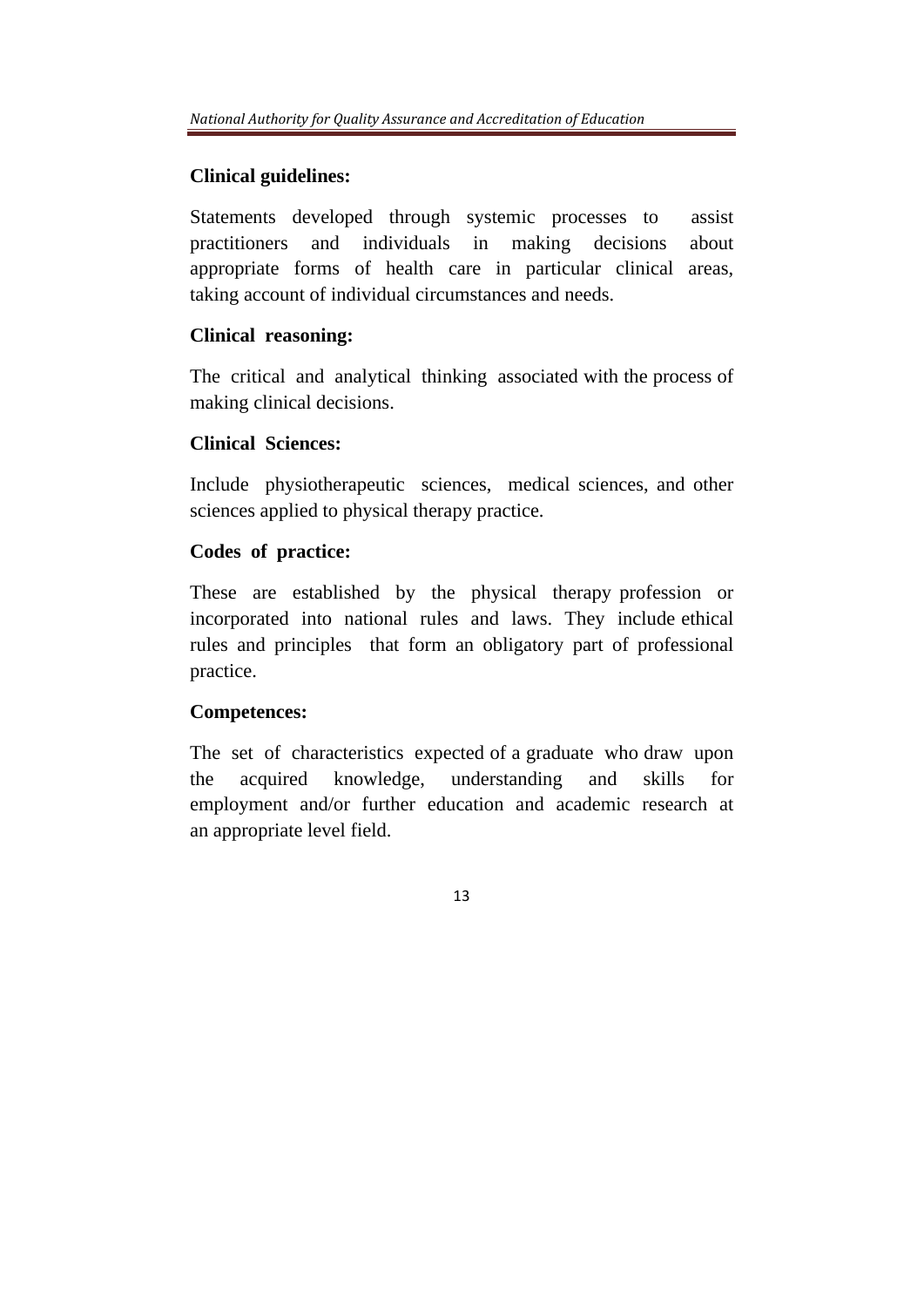**Clinical guidelines:**

Statements developed through systemic processes to assist practitioners and individuals in making decisions about appropriate forms of health care in particular clinical areas, taking account of individual circumstances and needs.

**Clinical reasoning:**

The critical and analytical thinking associated with the process of making clinical decisions.

**Clinical Sciences:**

Include physiotherapeutic sciences, medical sciences, and other sciences applied to physical therapy practice.

**Codes of practice:**

These are established by the physical therapy profession or incorporated into national rules and laws. They include ethical rules and principles that form an obligatory part of professional practice.

**Competences:**

The set of characteristics expected of a graduate who draw upon the acquired knowledge, understanding and skills for employment and/or further education and academic research at an appropriate level field.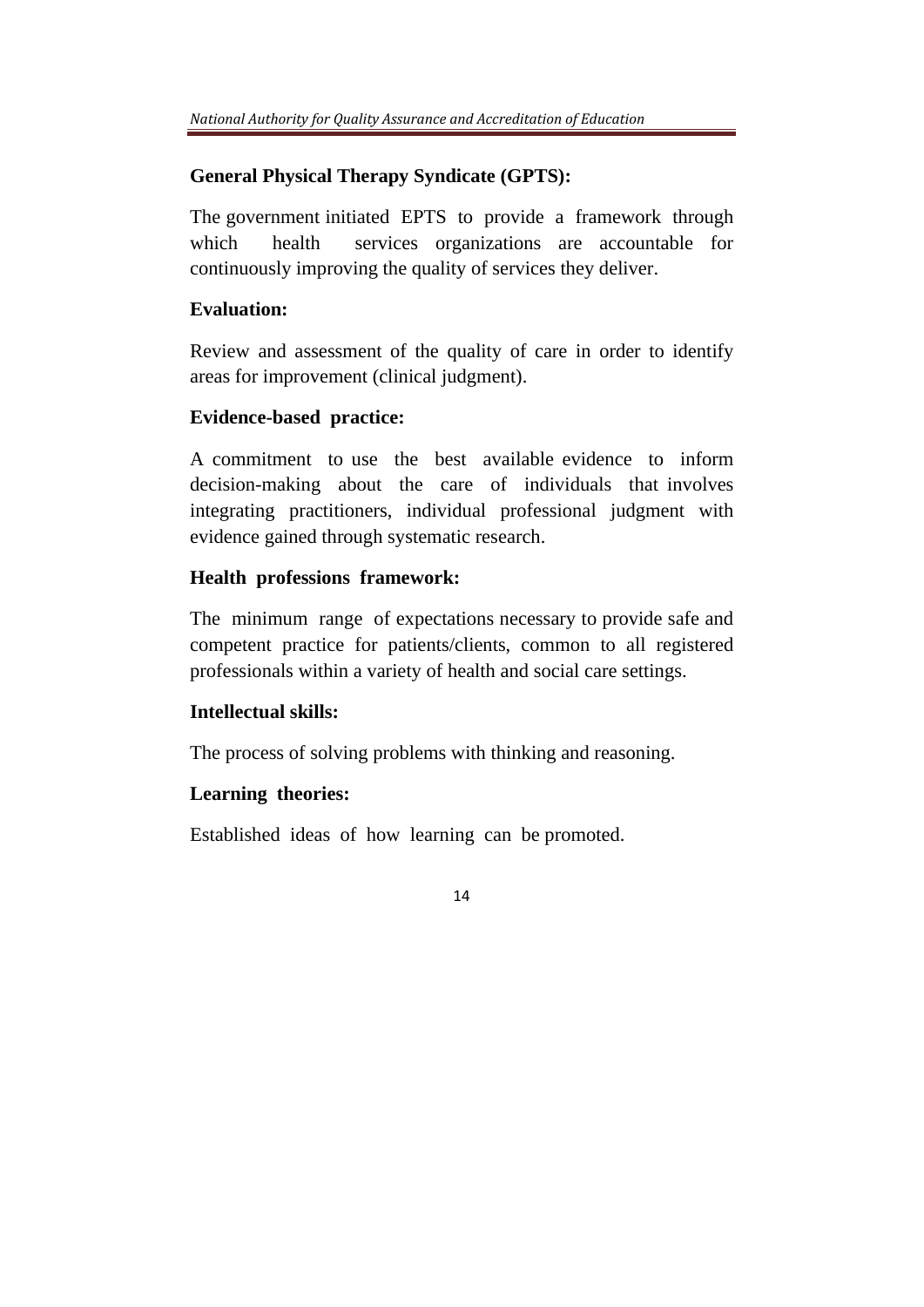**General Physical Therapy Syndicate (GPTS):**

The government initiated EPTS to provide a framework through which health services organizations are accountable for continuously improving the quality of services they deliver.

**Evaluation:**

Review and assessment of the quality of care in order to identify areas for improvement (clinical judgment).

**Evidence-based practice:**

A commitment to use the best available evidence to inform decision-making about the care of individuals that involves integrating practitioners, individual professional judgment with evidence gained through systematic research.

**Health professions framework:**

The minimum range of expectations necessary to provide safe and competent practice for patients/clients, common to all registered professionals within a variety of health and social care settings.

**Intellectual skills:**

The process of solving problems with thinking and reasoning.

**Learning theories:**

Established ideas of how learning can be promoted.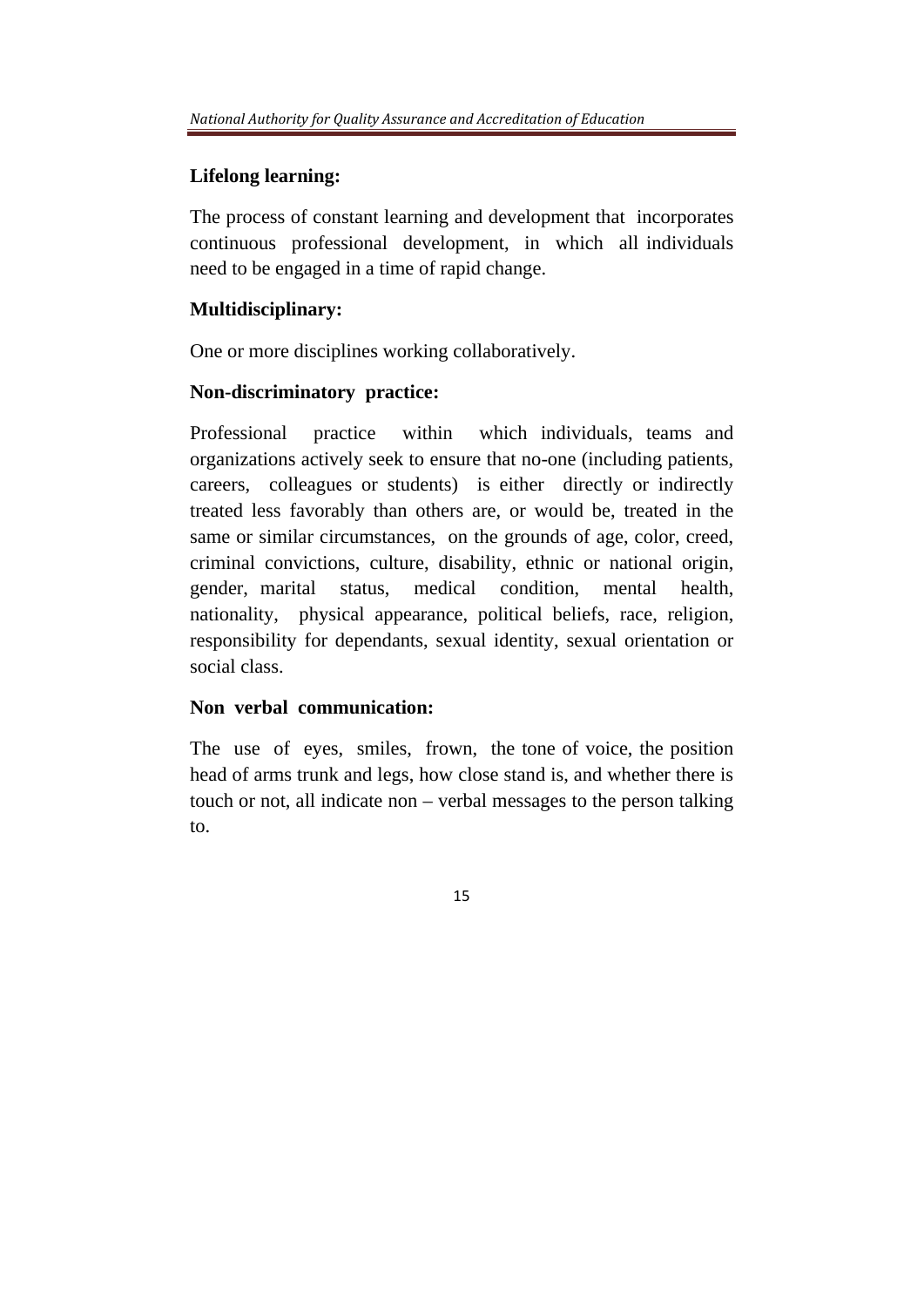**Lifelong learning:**

The process of constant learning and development that incorporates continuous professional development, in which all individuals need to be engaged in a time of rapid change.

**Multidisciplinary:**

One or more disciplines working collaboratively.

**Non-discriminatory practice:**

Professional practice within which individuals, teams and organizations actively seek to ensure that no-one (including patients, careers, colleagues or students) is either directly or indirectly treated less favorably than others are, or would be, treated in the same or similar circumstances, on the grounds of age, color, creed, criminal convictions, culture, disability, ethnic or national origin, gender, marital status, medical condition, mental health, nationality, physical appearance, political beliefs, race, religion, responsibility for dependants, sexual identity, sexual orientation or social class.

**Non verbal communication:**

The use of eyes, smiles, frown, the tone of voice, the position head of arms trunk and legs, how close stand is, and whether there is touch or not, all indicate non – verbal messages to the person talking to.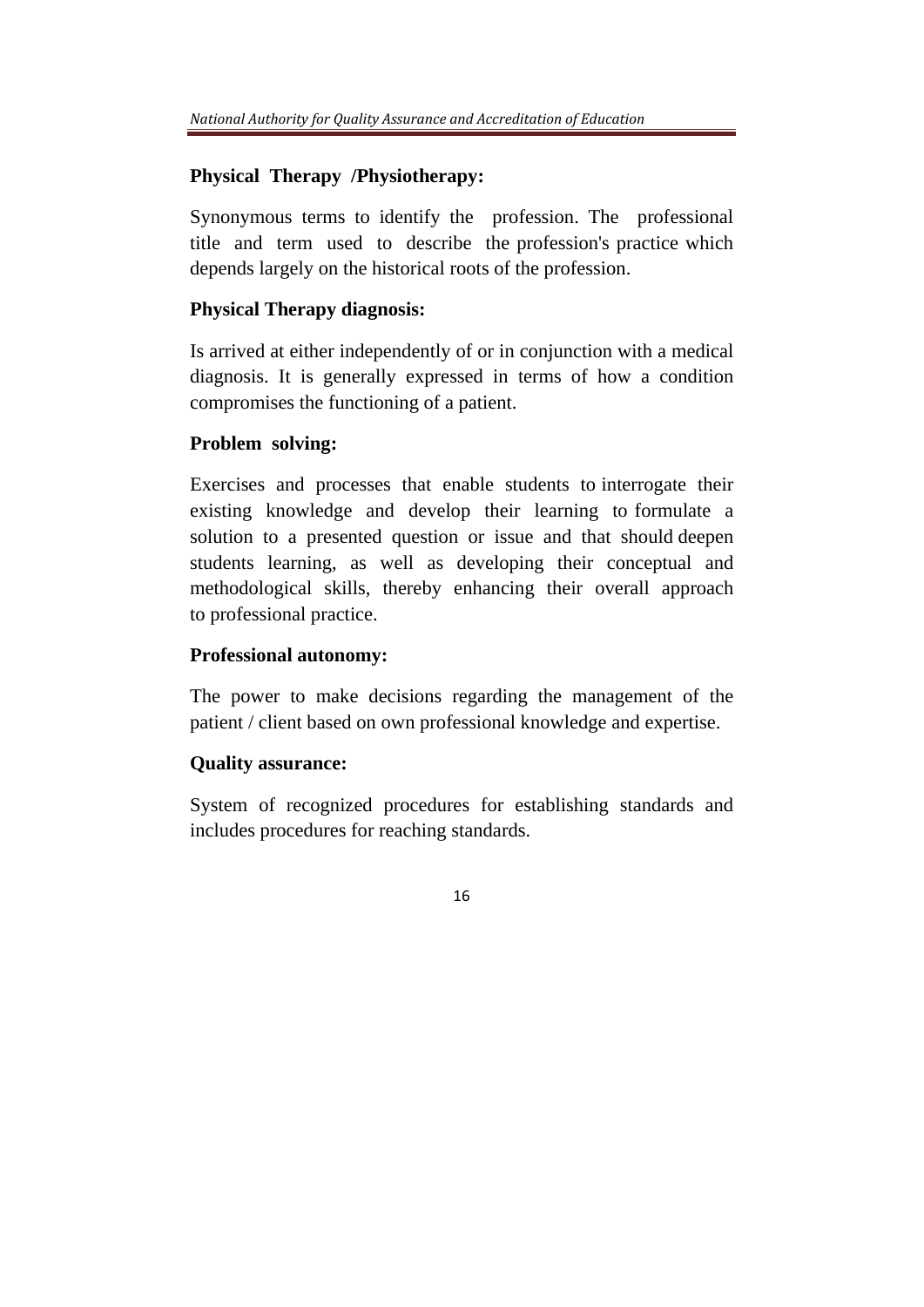**Physical Therapy /Physiotherapy:**

Synonymous terms to identify the profession. The professional title and term used to describe the profession's practice which depends largely on the historical roots of the profession.

**Physical Therapy diagnosis:**

Is arrived at either independently of or in conjunction with a medical diagnosis. It is generally expressed in terms of how a condition compromises the functioning of a patient.

**Problem solving:**

Exercises and processes that enable students to interrogate their existing knowledge and develop their learning to formulate a solution to a presented question or issue and that should deepen students learning, as well as developing their conceptual and methodological skills, thereby enhancing their overall approach to professional practice.

**Professional autonomy:**

The power to make decisions regarding the management of the patient / client based on own professional knowledge and expertise.

**Quality assurance:**

System of recognized procedures for establishing standards and includes procedures for reaching standards.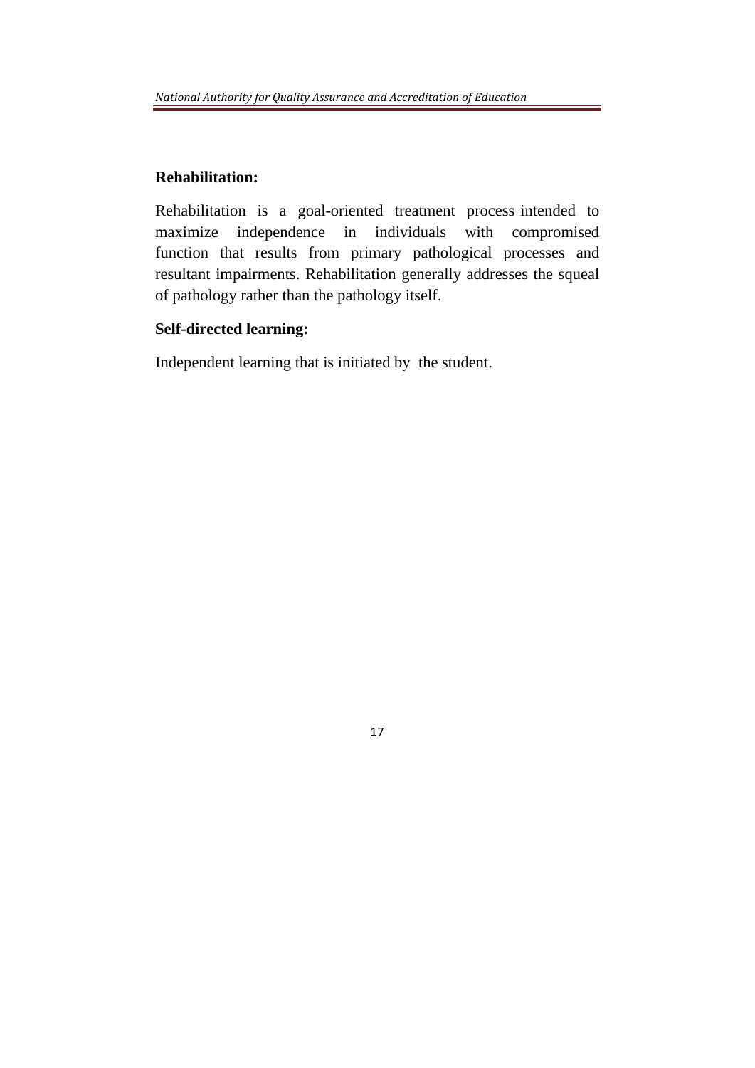**Rehabilitation:**

Rehabilitation is a goal-oriented treatment process intended to maximize independence in individuals with compromised function that results from primary pathological processes and resultant impairments. Rehabilitation generally addresses the squeal of pathology rather than the pathology itself.

**Self-directed learning:**

Independent learning that is initiated by the student.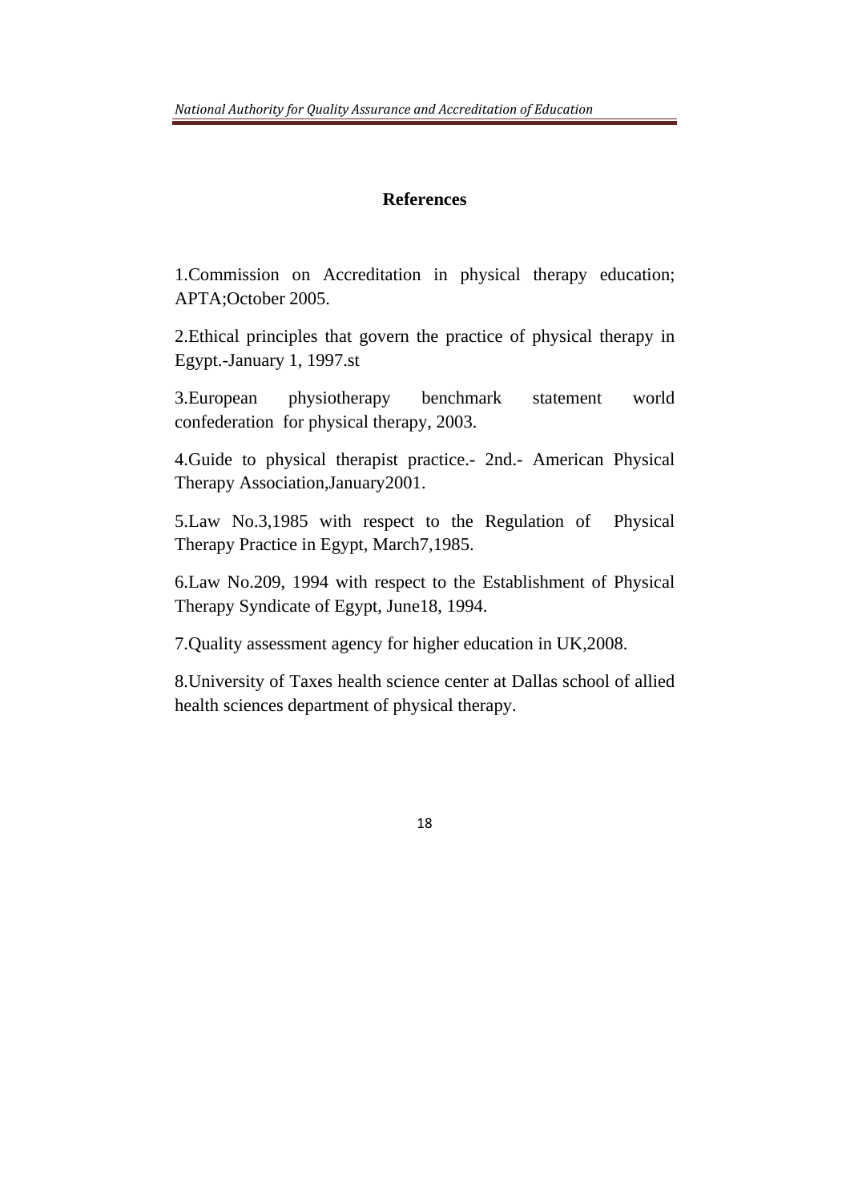# References

1.Commission on Accreditation in physical therapy education; APTA;October 2005.

2.Ethical principles that govern the practice of physical therapy in Egypt.-January 1, 1997.st

3.European physiotherapy benchmark statement world confederation for physical therapy, 2003.

4.Guide to physical therapist practice.- 2nd.- American Physical Therapy Association,January2001.

5.Law No.3,1985 with respect to the Regulation of Physical Therapy Practice in Egypt, March7,1985.

6.Law No.209, 1994 with respect to the Establishment of Physical Therapy Syndicate of Egypt, June18, 1994.

7.Quality assessment agency for higher education in UK,2008.

8.University of Taxes health science center at Dallas school of allied health sciences department of physical therapy.